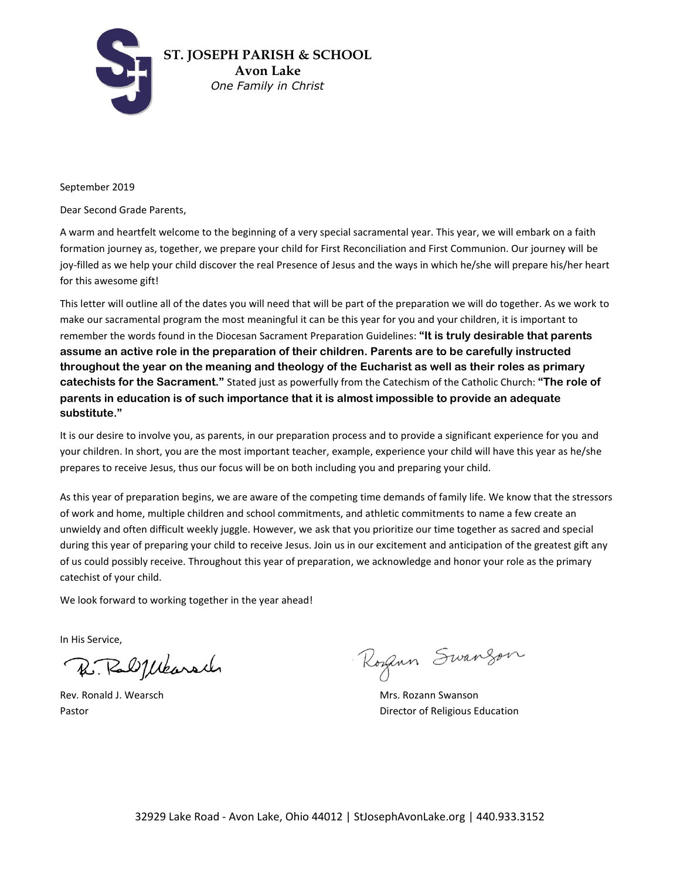**ST. JOSEPH PARISH & SCHOOL**
**Avon Lake**
*One Family in Christ*

September 2019

Dear Second Grade Parents,

A warm and heartfelt welcome to the beginning of a very special sacramental year. This year, we will embark on a faith formation journey as, together, we prepare your child for First Reconciliation and First Communion. Our journey will be joy-filled as we help your child discover the real Presence of Jesus and the ways in which he/she will prepare his/her heart for this awesome gift!

This letter will outline all of the dates you will need that will be part of the preparation we will do together. As we work to make our sacramental program the most meaningful it can be this year for you and your children, it is important to remember the words found in the Diocesan Sacrament Preparation Guidelines: **"It is truly desirable that parents assume an active role in the preparation of their children. Parents are to be carefully instructed throughout the year on the meaning and theology of the Eucharist as well as their roles as primary catechists for the Sacrament."** Stated just as powerfully from the Catechism of the Catholic Church: **"The role of parents in education is of such importance that it is almost impossible to provide an adequate substitute."**

It is our desire to involve you, as parents, in our preparation process and to provide a significant experience for you and your children. In short, you are the most important teacher, example, experience your child will have this year as he/she prepares to receive Jesus, thus our focus will be on both including you and preparing your child.

As this year of preparation begins, we are aware of the competing time demands of family life. We know that the stressors of work and home, multiple children and school commitments, and athletic commitments to name a few create an unwieldy and often difficult weekly juggle. However, we ask that you prioritize our time together as sacred and special during this year of preparing your child to receive Jesus. Join us in our excitement and anticipation of the greatest gift any of us could possibly receive. Throughout this year of preparation, we acknowledge and honor your role as the primary catechist of your child.

We look forward to working together in the year ahead!

In His Service,

Rev. Ronald J. Wearsch
Pastor

Mrs. Rozann Swanson
Director of Religious Education

32929 Lake Road - Avon Lake, Ohio 44012 | StJosephAvonLake.org | 440.933.3152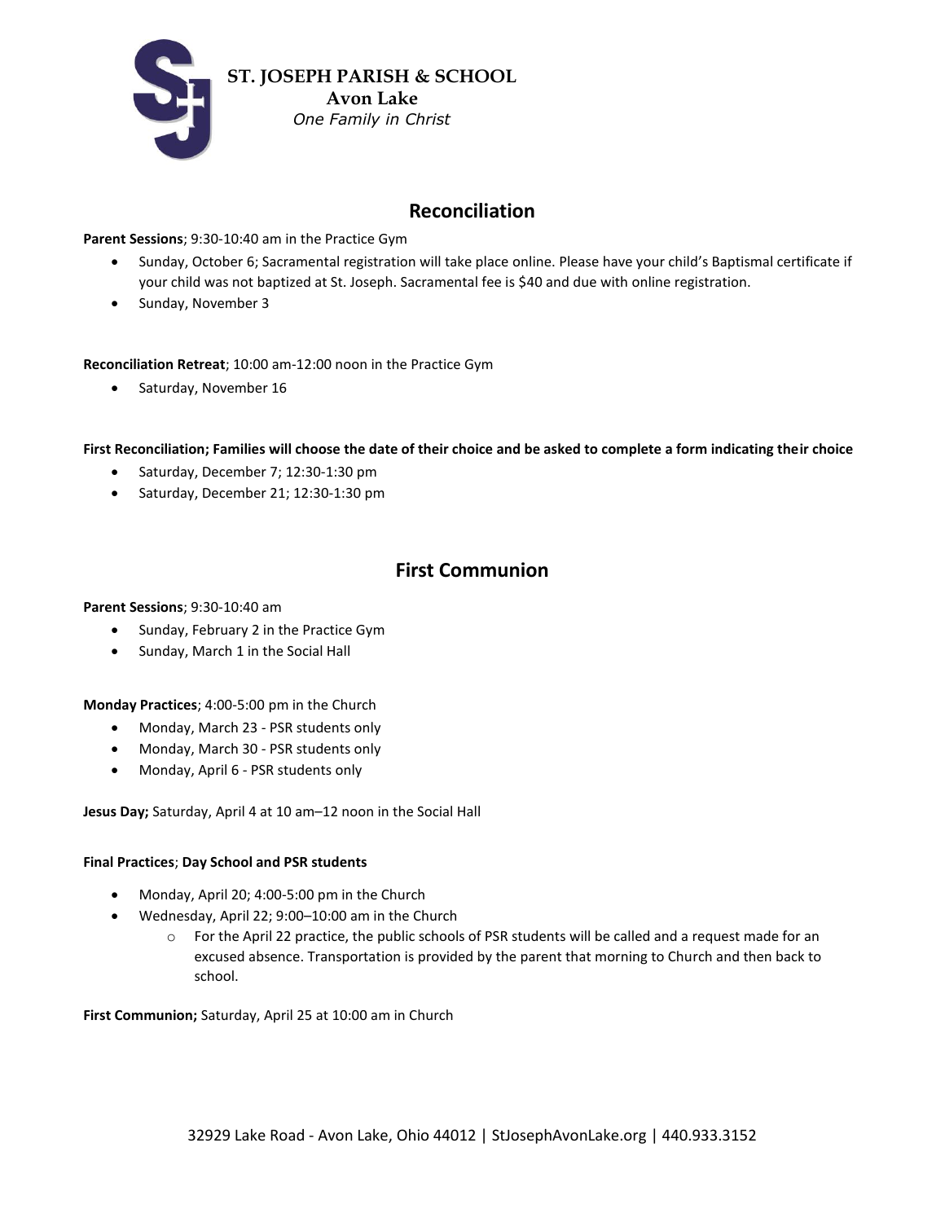**ST. JOSEPH PARISH & SCHOOL**
**Avon Lake**
*One Family in Christ*

## Reconciliation

**Parent Sessions**; 9:30-10:40 am in the Practice Gym

- Sunday, October 6; Sacramental registration will take place online. Please have your child's Baptismal certificate if your child was not baptized at St. Joseph. Sacramental fee is $40 and due with online registration.
- Sunday, November 3

**Reconciliation Retreat**; 10:00 am-12:00 noon in the Practice Gym

- Saturday, November 16

**First Reconciliation; Families will choose the date of their choice and be asked to complete a form indicating their choice**

- Saturday, December 7; 12:30-1:30 pm
- Saturday, December 21; 12:30-1:30 pm

## First Communion

**Parent Sessions**; 9:30-10:40 am

- Sunday, February 2 in the Practice Gym
- Sunday, March 1 in the Social Hall

**Monday Practices**; 4:00-5:00 pm in the Church

- Monday, March 23 - PSR students only
- Monday, March 30 - PSR students only
- Monday, April 6 - PSR students only

**Jesus Day;** Saturday, April 4 at 10 am–12 noon in the Social Hall

**Final Practices**; **Day School and PSR students**

- Monday, April 20; 4:00-5:00 pm in the Church
- Wednesday, April 22; 9:00–10:00 am in the Church
  - For the April 22 practice, the public schools of PSR students will be called and a request made for an excused absence. Transportation is provided by the parent that morning to Church and then back to school.

**First Communion;** Saturday, April 25 at 10:00 am in Church

32929 Lake Road - Avon Lake, Ohio 44012 | StJosephAvonLake.org | 440.933.3152